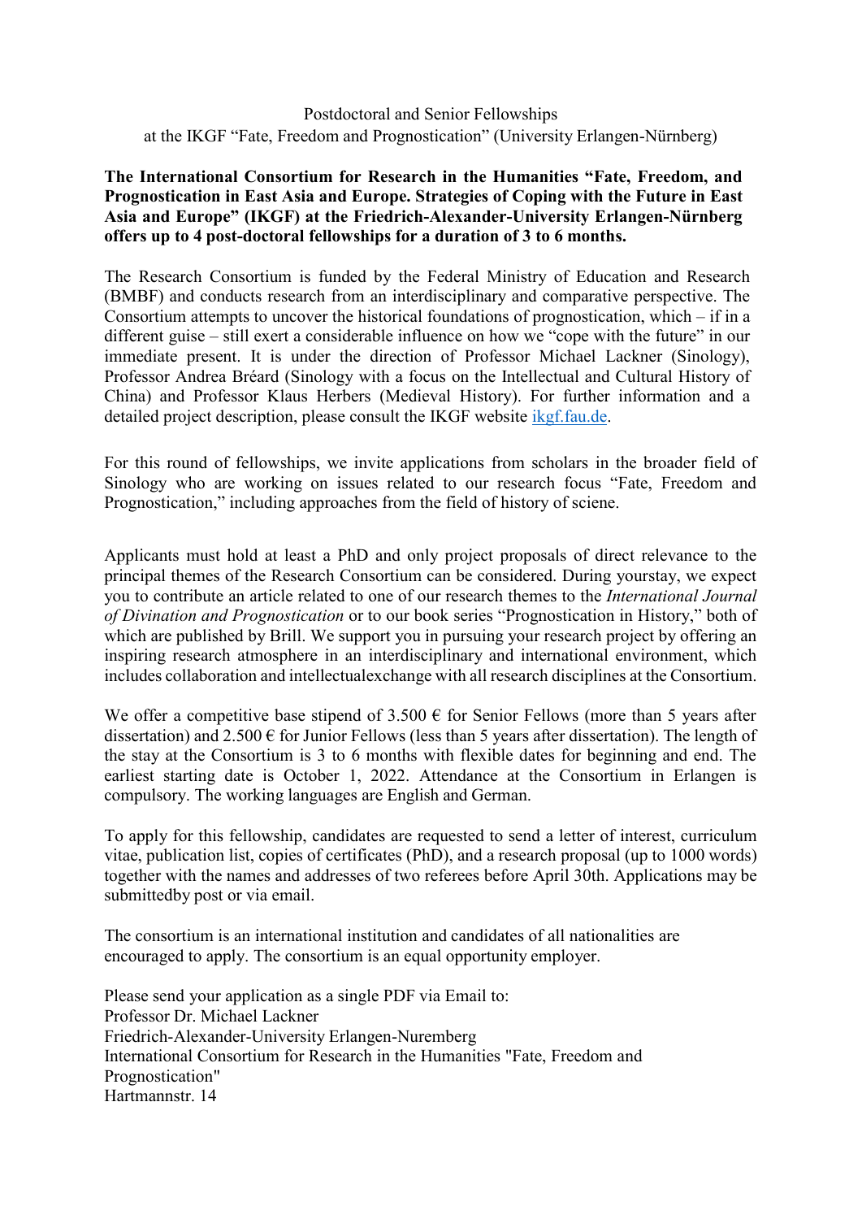Postdoctoral and Senior Fellowships
at the IKGF "Fate, Freedom and Prognostication" (University Erlangen-Nürnberg)

**The International Consortium for Research in the Humanities "Fate, Freedom, and Prognostication in East Asia and Europe. Strategies of Coping with the Future in East Asia and Europe" (IKGF) at the Friedrich-Alexander-University Erlangen-Nürnberg offers up to 4 post-doctoral fellowships for a duration of 3 to 6 months.**

The Research Consortium is funded by the Federal Ministry of Education and Research (BMBF) and conducts research from an interdisciplinary and comparative perspective. The Consortium attempts to uncover the historical foundations of prognostication, which – if in a different guise – still exert a considerable influence on how we "cope with the future" in our immediate present. It is under the direction of Professor Michael Lackner (Sinology), Professor Andrea Bréard (Sinology with a focus on the Intellectual and Cultural History of China) and Professor Klaus Herbers (Medieval History). For further information and a detailed project description, please consult the IKGF website [ikgf.fau.de](ikgf.fau.de).

For this round of fellowships, we invite applications from scholars in the broader field of Sinology who are working on issues related to our research focus "Fate, Freedom and Prognostication," including approaches from the field of history of sciene.

Applicants must hold at least a PhD and only project proposals of direct relevance to the principal themes of the Research Consortium can be considered. During yourstay, we expect you to contribute an article related to one of our research themes to the *International Journal of Divination and Prognostication* or to our book series "Prognostication in History," both of which are published by Brill. We support you in pursuing your research project by offering an inspiring research atmosphere in an interdisciplinary and international environment, which includes collaboration and intellectualexchange with all research disciplines at the Consortium.

We offer a competitive base stipend of 3.500 € for Senior Fellows (more than 5 years after dissertation) and 2.500 € for Junior Fellows (less than 5 years after dissertation). The length of the stay at the Consortium is 3 to 6 months with flexible dates for beginning and end. The earliest starting date is October 1, 2022. Attendance at the Consortium in Erlangen is compulsory. The working languages are English and German.

To apply for this fellowship, candidates are requested to send a letter of interest, curriculum vitae, publication list, copies of certificates (PhD), and a research proposal (up to 1000 words) together with the names and addresses of two referees before April 30th. Applications may be submittedby post or via email.

The consortium is an international institution and candidates of all nationalities are encouraged to apply. The consortium is an equal opportunity employer.

Please send your application as a single PDF via Email to:
Professor Dr. Michael Lackner
Friedrich-Alexander-University Erlangen-Nuremberg
International Consortium for Research in the Humanities "Fate, Freedom and Prognostication"
Hartmannstr. 14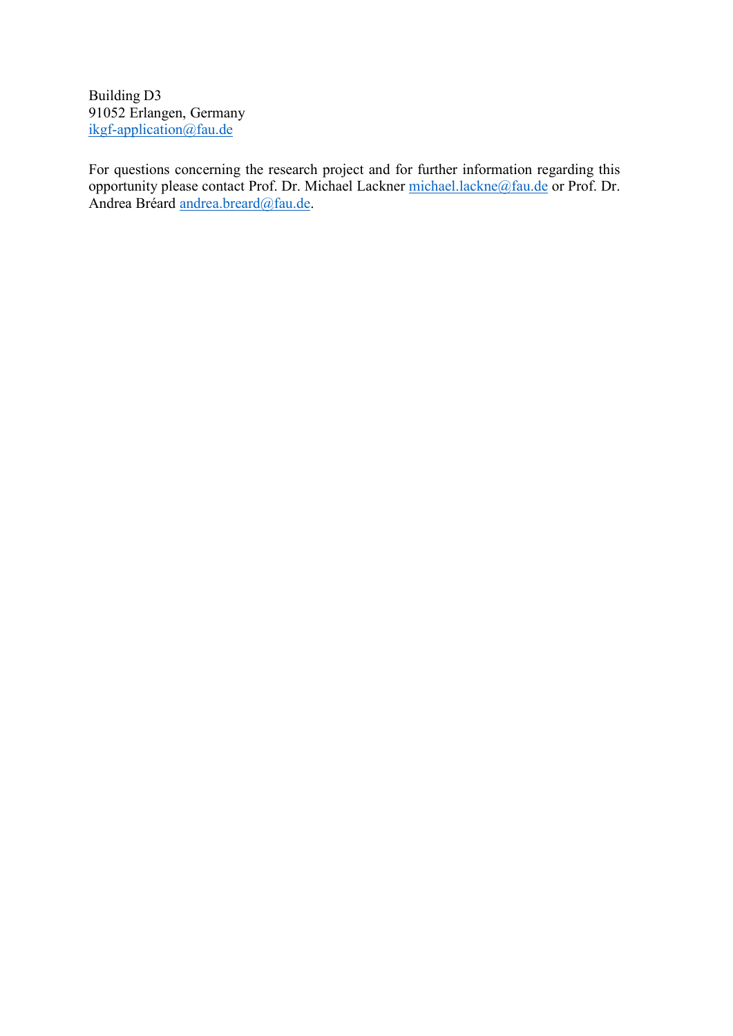Building D3
91052 Erlangen, Germany
ikgf-application@fau.de

For questions concerning the research project and for further information regarding this opportunity please contact Prof. Dr. Michael Lackner michael.lackne@fau.de or Prof. Dr. Andrea Bréard andrea.breard@fau.de.